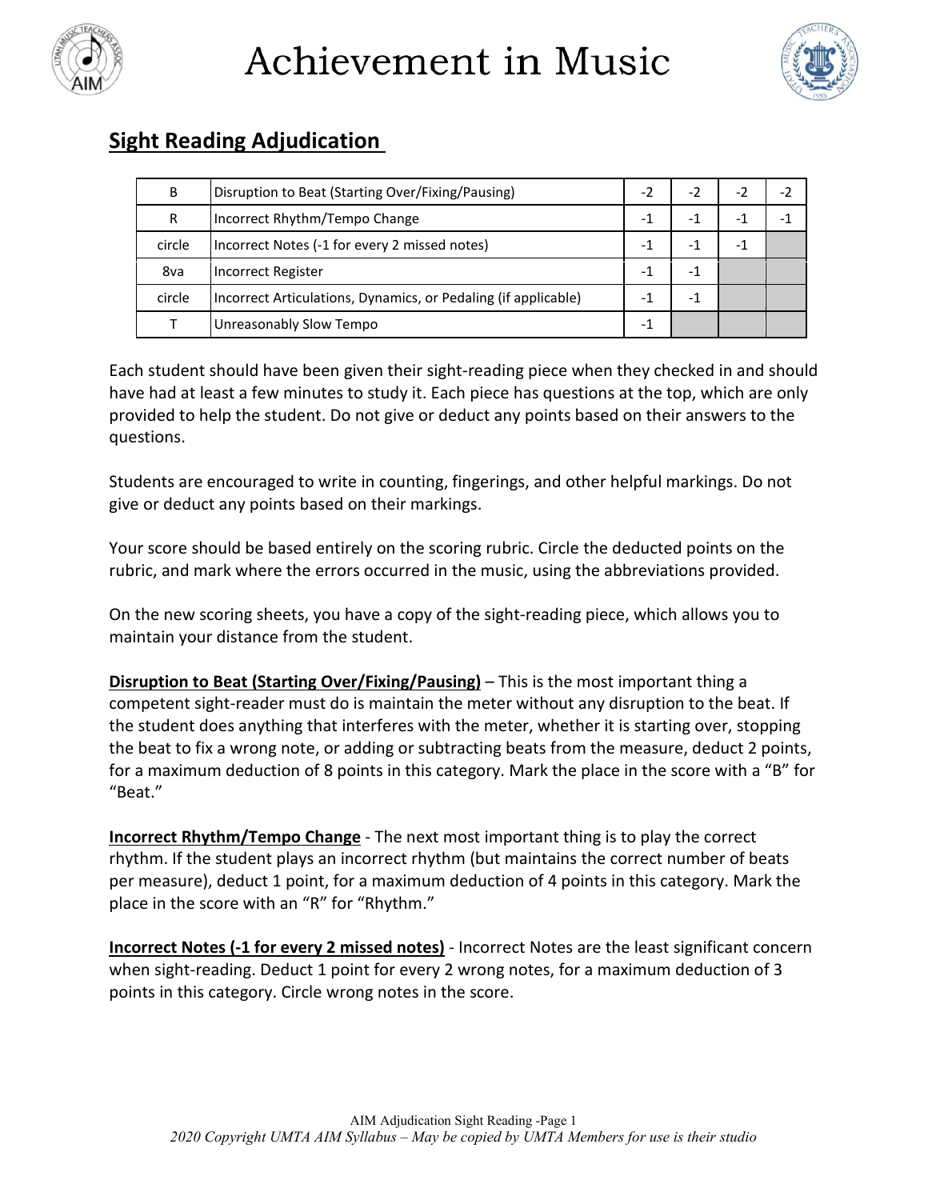# Achievement in Music

## Sight Reading Adjudication

| | | | | | |
|---|---|---|---|---|---|
| B | Disruption to Beat (Starting Over/Fixing/Pausing) | -2 | -2 | -2 | -2 |
| R | Incorrect Rhythm/Tempo Change | -1 | -1 | -1 | -1 |
| circle | Incorrect Notes (-1 for every 2 missed notes) | -1 | -1 | -1 | |
| 8va | Incorrect Register | -1 | -1 | | |
| circle | Incorrect Articulations, Dynamics, or Pedaling (if applicable) | -1 | -1 | | |
| T | Unreasonably Slow Tempo | -1 | | | |

Each student should have been given their sight-reading piece when they checked in and should have had at least a few minutes to study it. Each piece has questions at the top, which are only provided to help the student. Do not give or deduct any points based on their answers to the questions.

Students are encouraged to write in counting, fingerings, and other helpful markings. Do not give or deduct any points based on their markings.

Your score should be based entirely on the scoring rubric. Circle the deducted points on the rubric, and mark where the errors occurred in the music, using the abbreviations provided.

On the new scoring sheets, you have a copy of the sight-reading piece, which allows you to maintain your distance from the student.

**Disruption to Beat (Starting Over/Fixing/Pausing)** – This is the most important thing a competent sight-reader must do is maintain the meter without any disruption to the beat. If the student does anything that interferes with the meter, whether it is starting over, stopping the beat to fix a wrong note, or adding or subtracting beats from the measure, deduct 2 points, for a maximum deduction of 8 points in this category. Mark the place in the score with a "B" for "Beat."

**Incorrect Rhythm/Tempo Change** - The next most important thing is to play the correct rhythm. If the student plays an incorrect rhythm (but maintains the correct number of beats per measure), deduct 1 point, for a maximum deduction of 4 points in this category. Mark the place in the score with an "R" for "Rhythm."

**Incorrect Notes (-1 for every 2 missed notes)** - Incorrect Notes are the least significant concern when sight-reading. Deduct 1 point for every 2 wrong notes, for a maximum deduction of 3 points in this category. Circle wrong notes in the score.

*2020 Copyright UMTA AIM Syllabus – May be copied by UMTA Members for use is their studio*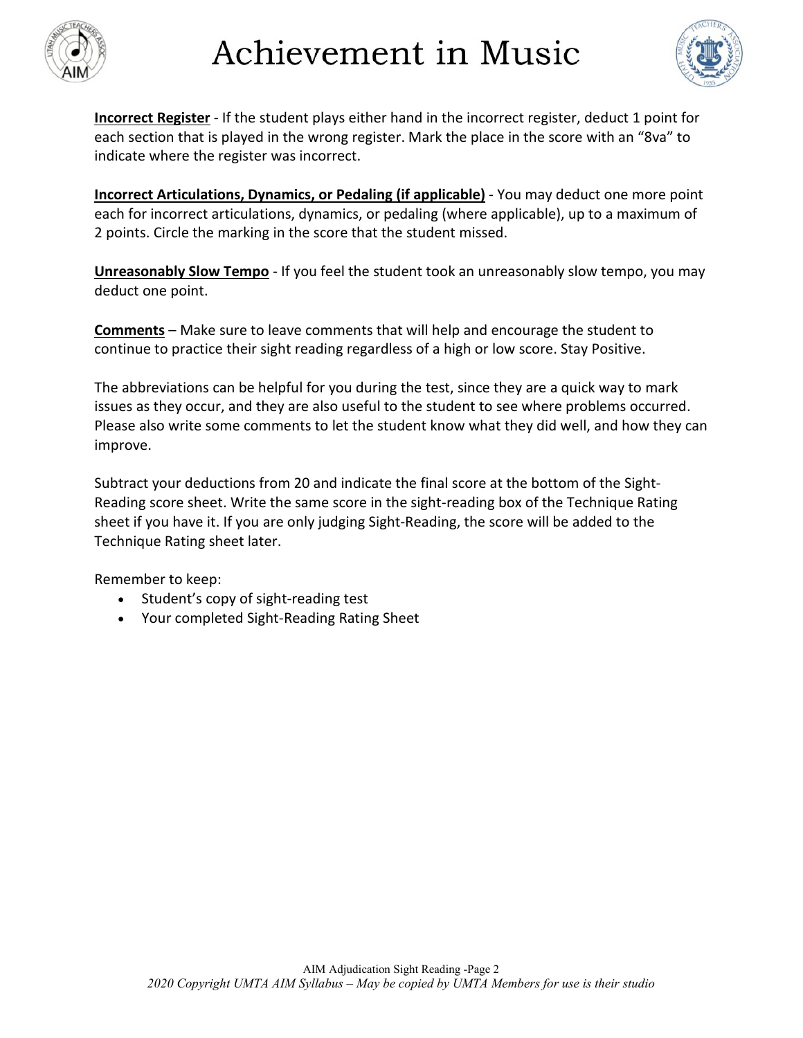**Incorrect Register** - If the student plays either hand in the incorrect register, deduct 1 point for each section that is played in the wrong register. Mark the place in the score with an "8va" to indicate where the register was incorrect.

**Incorrect Articulations, Dynamics, or Pedaling (if applicable)** - You may deduct one more point each for incorrect articulations, dynamics, or pedaling (where applicable), up to a maximum of 2 points. Circle the marking in the score that the student missed.

**Unreasonably Slow Tempo** - If you feel the student took an unreasonably slow tempo, you may deduct one point.

**Comments** – Make sure to leave comments that will help and encourage the student to continue to practice their sight reading regardless of a high or low score. Stay Positive.

The abbreviations can be helpful for you during the test, since they are a quick way to mark issues as they occur, and they are also useful to the student to see where problems occurred. Please also write some comments to let the student know what they did well, and how they can improve.

Subtract your deductions from 20 and indicate the final score at the bottom of the Sight-Reading score sheet. Write the same score in the sight-reading box of the Technique Rating sheet if you have it. If you are only judging Sight-Reading, the score will be added to the Technique Rating sheet later.

Remember to keep:

- Student's copy of sight-reading test
- Your completed Sight-Reading Rating Sheet